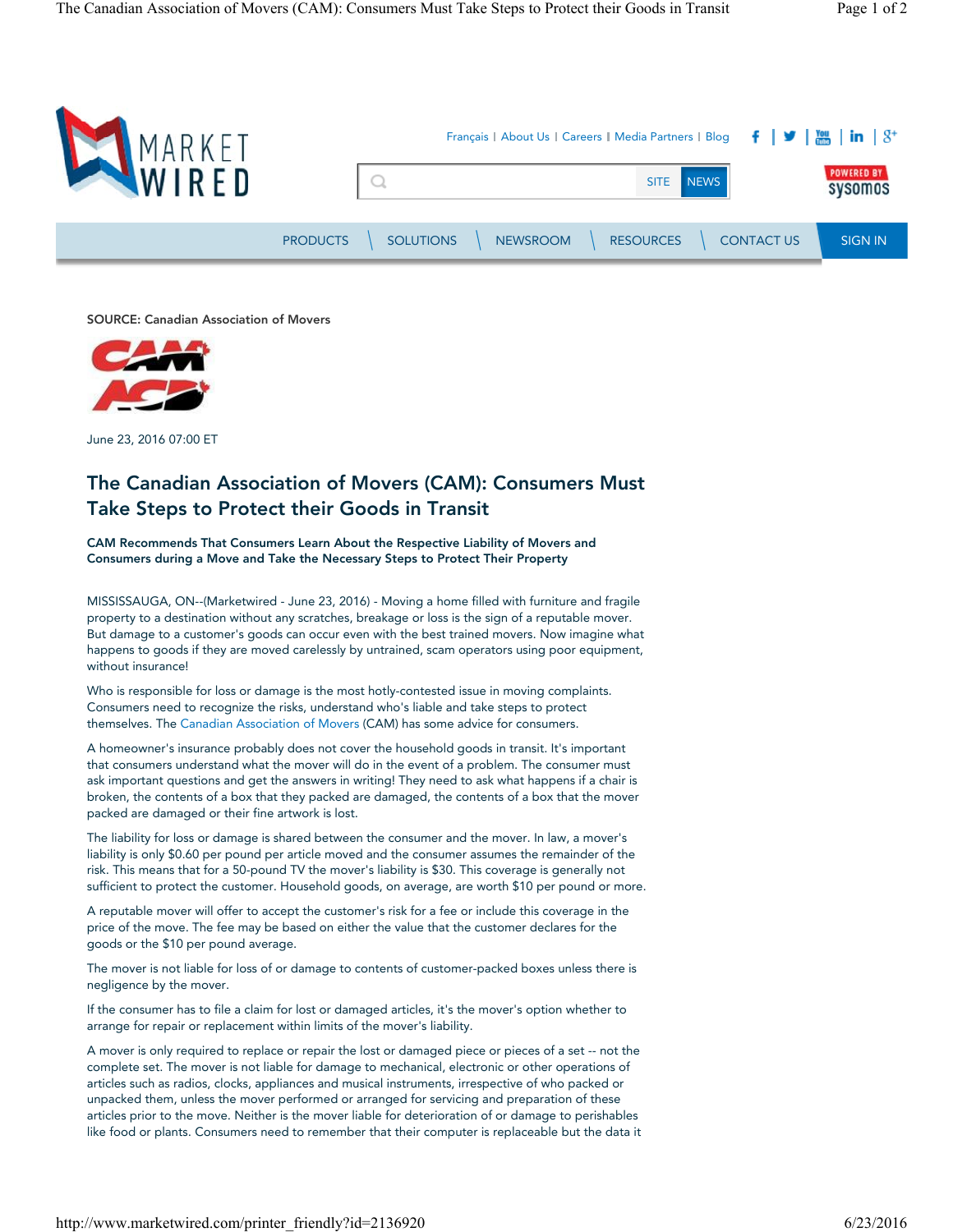SOURCE: Canadian Association of Movers

June 23, 2016 07:00 ET

# The Canadian Association of Movers (CAM): Consumers Must Take Steps to Protect their Goods in Transit

**CAM Recommends That Consumers Learn About the Respective Liability of Movers and Consumers during a Move and Take the Necessary Steps to Protect Their Property**

MISSISSAUGA, ON--(Marketwired - June 23, 2016) - Moving a home filled with furniture and fragile property to a destination without any scratches, breakage or loss is the sign of a reputable mover. But damage to a customer's goods can occur even with the best trained movers. Now imagine what happens to goods if they are moved carelessly by untrained, scam operators using poor equipment, without insurance!

Who is responsible for loss or damage is the most hotly-contested issue in moving complaints. Consumers need to recognize the risks, understand who's liable and take steps to protect themselves. The Canadian Association of Movers (CAM) has some advice for consumers.

A homeowner's insurance probably does not cover the household goods in transit. It's important that consumers understand what the mover will do in the event of a problem. The consumer must ask important questions and get the answers in writing! They need to ask what happens if a chair is broken, the contents of a box that they packed are damaged, the contents of a box that the mover packed are damaged or their fine artwork is lost.

The liability for loss or damage is shared between the consumer and the mover. In law, a mover's liability is only $0.60 per pound per article moved and the consumer assumes the remainder of the risk. This means that for a 50-pound TV the mover's liability is $30. This coverage is generally not sufficient to protect the customer. Household goods, on average, are worth $10 per pound or more.

A reputable mover will offer to accept the customer's risk for a fee or include this coverage in the price of the move. The fee may be based on either the value that the customer declares for the goods or the $10 per pound average.

The mover is not liable for loss of or damage to contents of customer-packed boxes unless there is negligence by the mover.

If the consumer has to file a claim for lost or damaged articles, it's the mover's option whether to arrange for repair or replacement within limits of the mover's liability.

A mover is only required to replace or repair the lost or damaged piece or pieces of a set -- not the complete set. The mover is not liable for damage to mechanical, electronic or other operations of articles such as radios, clocks, appliances and musical instruments, irrespective of who packed or unpacked them, unless the mover performed or arranged for servicing and preparation of these articles prior to the move. Neither is the mover liable for deterioration of or damage to perishables like food or plants. Consumers need to remember that their computer is replaceable but the data it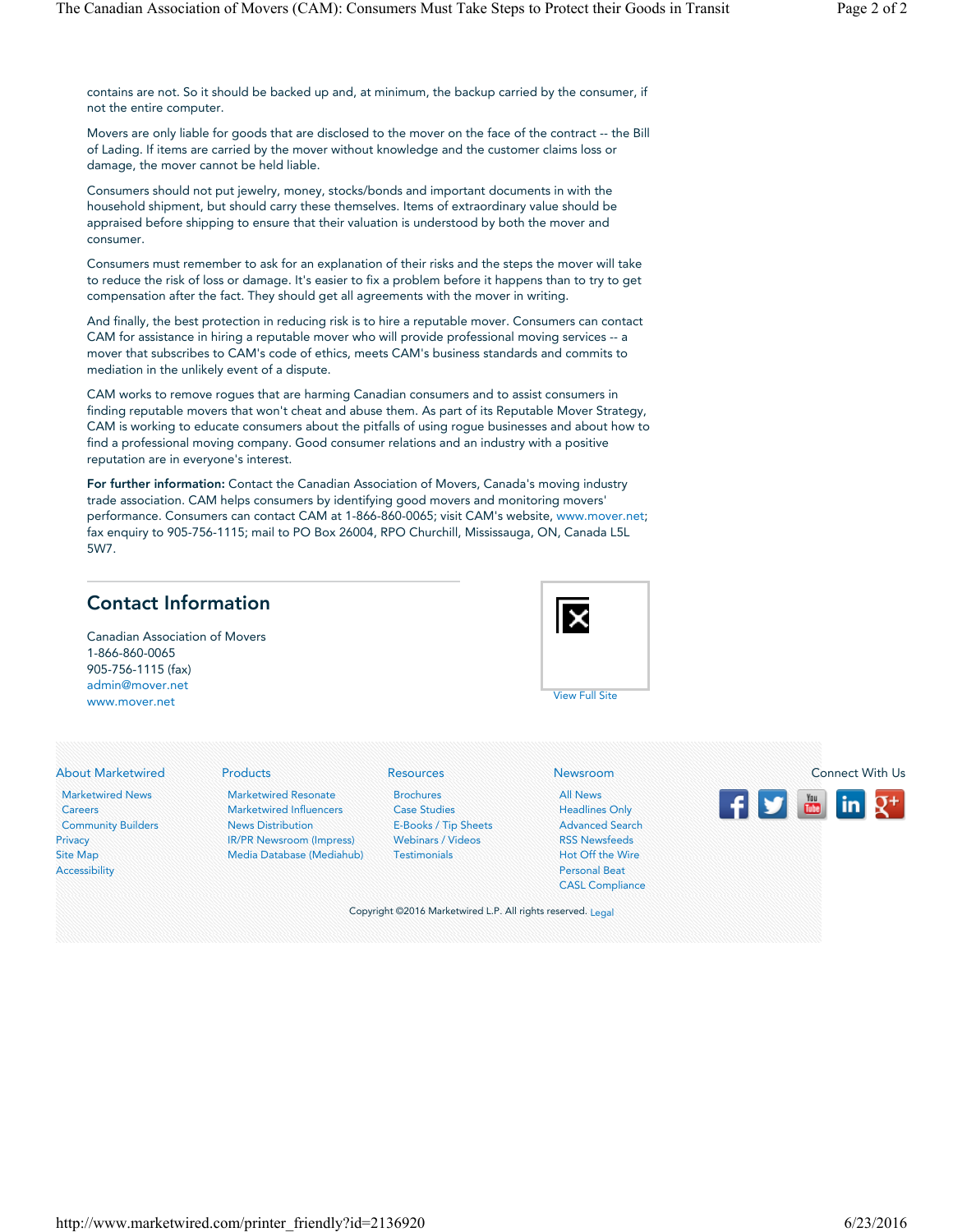contains are not. So it should be backed up and, at minimum, the backup carried by the consumer, if not the entire computer.

Movers are only liable for goods that are disclosed to the mover on the face of the contract -- the Bill of Lading. If items are carried by the mover without knowledge and the customer claims loss or damage, the mover cannot be held liable.

Consumers should not put jewelry, money, stocks/bonds and important documents in with the household shipment, but should carry these themselves. Items of extraordinary value should be appraised before shipping to ensure that their valuation is understood by both the mover and consumer.

Consumers must remember to ask for an explanation of their risks and the steps the mover will take to reduce the risk of loss or damage. It's easier to fix a problem before it happens than to try to get compensation after the fact. They should get all agreements with the mover in writing.

And finally, the best protection in reducing risk is to hire a reputable mover. Consumers can contact CAM for assistance in hiring a reputable mover who will provide professional moving services -- a mover that subscribes to CAM's code of ethics, meets CAM's business standards and commits to mediation in the unlikely event of a dispute.

CAM works to remove rogues that are harming Canadian consumers and to assist consumers in finding reputable movers that won't cheat and abuse them. As part of its Reputable Mover Strategy, CAM is working to educate consumers about the pitfalls of using rogue businesses and about how to find a professional moving company. Good consumer relations and an industry with a positive reputation are in everyone's interest.

**For further information:** Contact the Canadian Association of Movers, Canada's moving industry trade association. CAM helps consumers by identifying good movers and monitoring movers' performance. Consumers can contact CAM at 1-866-860-0065; visit CAM's website, www.mover.net; fax enquiry to 905-756-1115; mail to PO Box 26004, RPO Churchill, Mississauga, ON, Canada L5L 5W7.

## Contact Information

Canadian Association of Movers
1-866-860-0065
905-756-1115 (fax)
admin@mover.net
www.mover.net

View Full Site

**About Marketwired**
- Marketwired News
- Careers
- Community Builders
- Privacy
- Site Map
- Accessibility

**Products**
- Marketwired Resonate
- Marketwired Influencers
- News Distribution
- IR/PR Newsroom (Impress)
- Media Database (Mediahub)

**Resources**
- Brochures
- Case Studies
- E-Books / Tip Sheets
- Webinars / Videos
- Testimonials

**Newsroom**
- All News
- Headlines Only
- Advanced Search
- RSS Newsfeeds
- Hot Off the Wire
- Personal Beat
- CASL Compliance

**Connect With Us**

Copyright ©2016 Marketwired L.P. All rights reserved. Legal